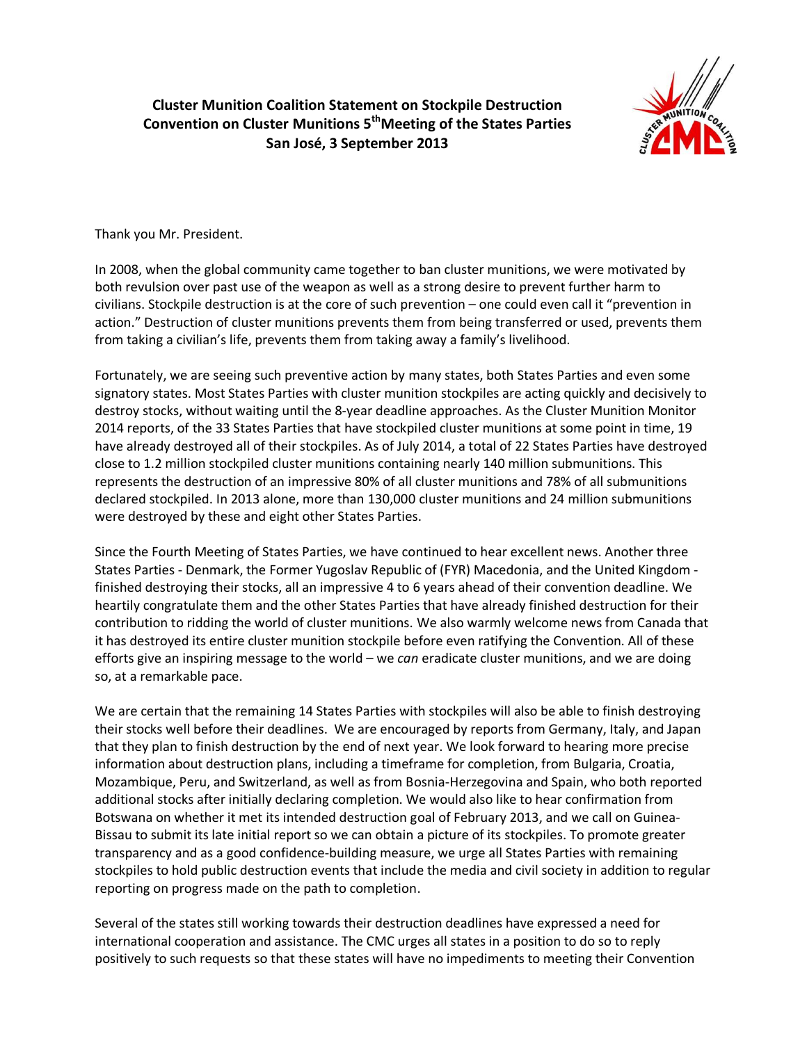**Cluster Munition Coalition Statement on Stockpile Destruction**
**Convention on Cluster Munitions 5th Meeting of the States Parties**
**San José, 3 September 2013**

Thank you Mr. President.

In 2008, when the global community came together to ban cluster munitions, we were motivated by both revulsion over past use of the weapon as well as a strong desire to prevent further harm to civilians. Stockpile destruction is at the core of such prevention – one could even call it "prevention in action." Destruction of cluster munitions prevents them from being transferred or used, prevents them from taking a civilian's life, prevents them from taking away a family's livelihood.

Fortunately, we are seeing such preventive action by many states, both States Parties and even some signatory states. Most States Parties with cluster munition stockpiles are acting quickly and decisively to destroy stocks, without waiting until the 8-year deadline approaches. As the Cluster Munition Monitor 2014 reports, of the 33 States Parties that have stockpiled cluster munitions at some point in time, 19 have already destroyed all of their stockpiles. As of July 2014, a total of 22 States Parties have destroyed close to 1.2 million stockpiled cluster munitions containing nearly 140 million submunitions. This represents the destruction of an impressive 80% of all cluster munitions and 78% of all submunitions declared stockpiled. In 2013 alone, more than 130,000 cluster munitions and 24 million submunitions were destroyed by these and eight other States Parties.

Since the Fourth Meeting of States Parties, we have continued to hear excellent news. Another three States Parties - Denmark, the Former Yugoslav Republic of (FYR) Macedonia, and the United Kingdom - finished destroying their stocks, all an impressive 4 to 6 years ahead of their convention deadline. We heartily congratulate them and the other States Parties that have already finished destruction for their contribution to ridding the world of cluster munitions. We also warmly welcome news from Canada that it has destroyed its entire cluster munition stockpile before even ratifying the Convention. All of these efforts give an inspiring message to the world – we *can* eradicate cluster munitions, and we are doing so, at a remarkable pace.

We are certain that the remaining 14 States Parties with stockpiles will also be able to finish destroying their stocks well before their deadlines. We are encouraged by reports from Germany, Italy, and Japan that they plan to finish destruction by the end of next year. We look forward to hearing more precise information about destruction plans, including a timeframe for completion, from Bulgaria, Croatia, Mozambique, Peru, and Switzerland, as well as from Bosnia-Herzegovina and Spain, who both reported additional stocks after initially declaring completion. We would also like to hear confirmation from Botswana on whether it met its intended destruction goal of February 2013, and we call on Guinea-Bissau to submit its late initial report so we can obtain a picture of its stockpiles. To promote greater transparency and as a good confidence-building measure, we urge all States Parties with remaining stockpiles to hold public destruction events that include the media and civil society in addition to regular reporting on progress made on the path to completion.

Several of the states still working towards their destruction deadlines have expressed a need for international cooperation and assistance. The CMC urges all states in a position to do so to reply positively to such requests so that these states will have no impediments to meeting their Convention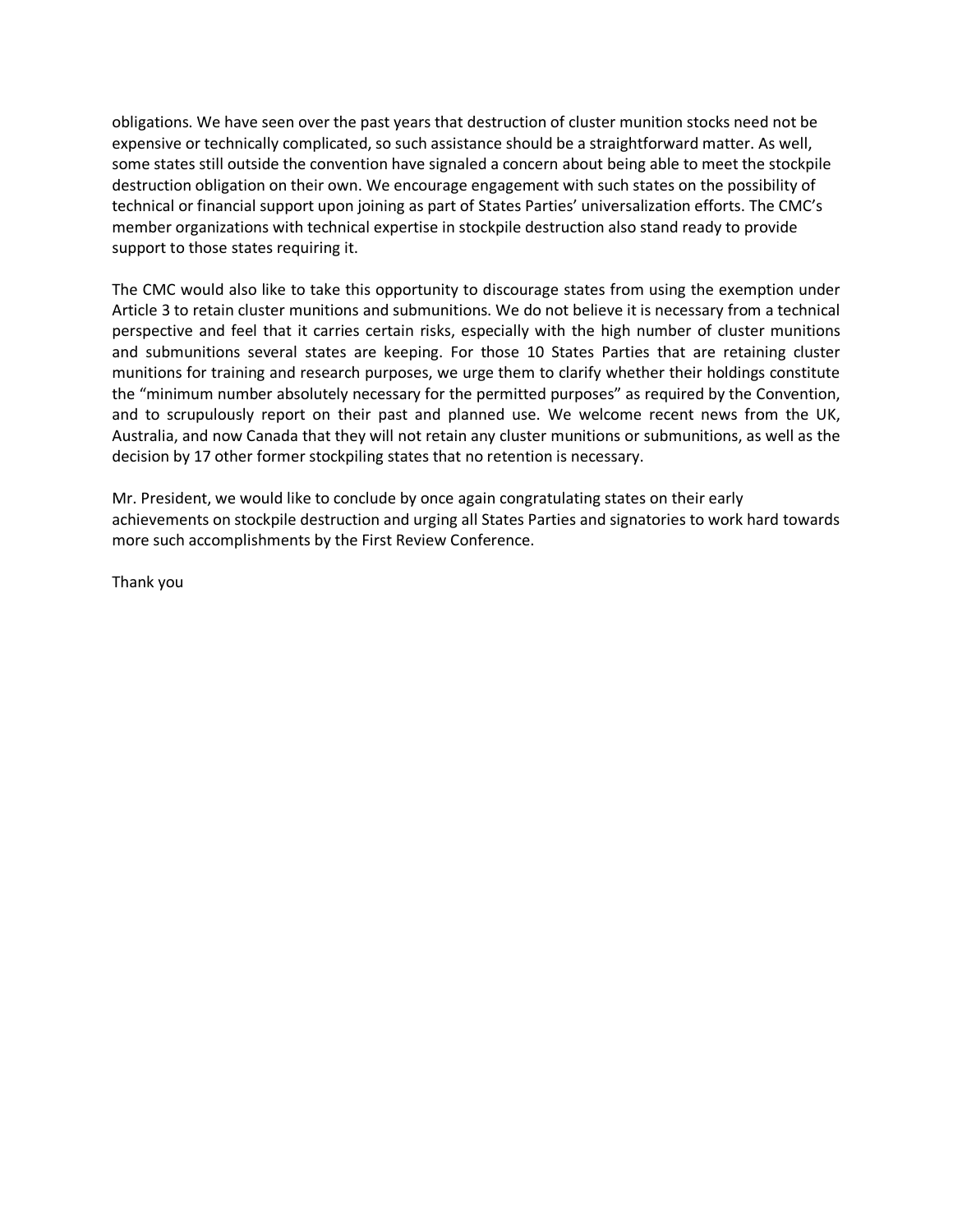obligations. We have seen over the past years that destruction of cluster munition stocks need not be expensive or technically complicated, so such assistance should be a straightforward matter. As well, some states still outside the convention have signaled a concern about being able to meet the stockpile destruction obligation on their own. We encourage engagement with such states on the possibility of technical or financial support upon joining as part of States Parties' universalization efforts. The CMC's member organizations with technical expertise in stockpile destruction also stand ready to provide support to those states requiring it.

The CMC would also like to take this opportunity to discourage states from using the exemption under Article 3 to retain cluster munitions and submunitions. We do not believe it is necessary from a technical perspective and feel that it carries certain risks, especially with the high number of cluster munitions and submunitions several states are keeping. For those 10 States Parties that are retaining cluster munitions for training and research purposes, we urge them to clarify whether their holdings constitute the "minimum number absolutely necessary for the permitted purposes" as required by the Convention, and to scrupulously report on their past and planned use. We welcome recent news from the UK, Australia, and now Canada that they will not retain any cluster munitions or submunitions, as well as the decision by 17 other former stockpiling states that no retention is necessary.

Mr. President, we would like to conclude by once again congratulating states on their early achievements on stockpile destruction and urging all States Parties and signatories to work hard towards more such accomplishments by the First Review Conference.

Thank you